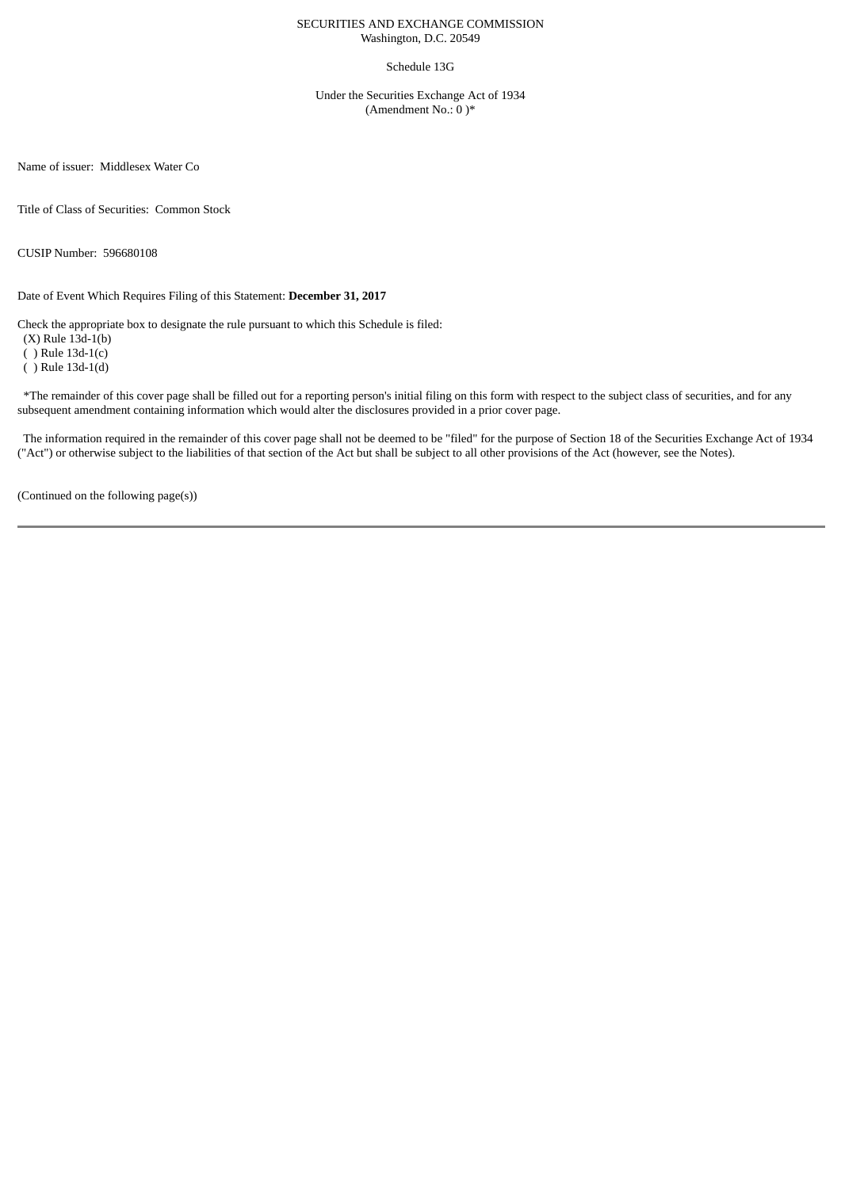SECURITIES AND EXCHANGE COMMISSION
Washington, D.C. 20549

Schedule 13G

Under the Securities Exchange Act of 1934
(Amendment No.: 0 )*

Name of issuer: Middlesex Water Co

Title of Class of Securities: Common Stock

CUSIP Number: 596680108

Date of Event Which Requires Filing of this Statement: **December 31, 2017**

Check the appropriate box to designate the rule pursuant to which this Schedule is filed:
(X) Rule 13d-1(b)
( ) Rule 13d-1(c)
( ) Rule 13d-1(d)

*The remainder of this cover page shall be filled out for a reporting person's initial filing on this form with respect to the subject class of securities, and for any subsequent amendment containing information which would alter the disclosures provided in a prior cover page.

The information required in the remainder of this cover page shall not be deemed to be "filed" for the purpose of Section 18 of the Securities Exchange Act of 1934 ("Act") or otherwise subject to the liabilities of that section of the Act but shall be subject to all other provisions of the Act (however, see the Notes).

(Continued on the following page(s))

---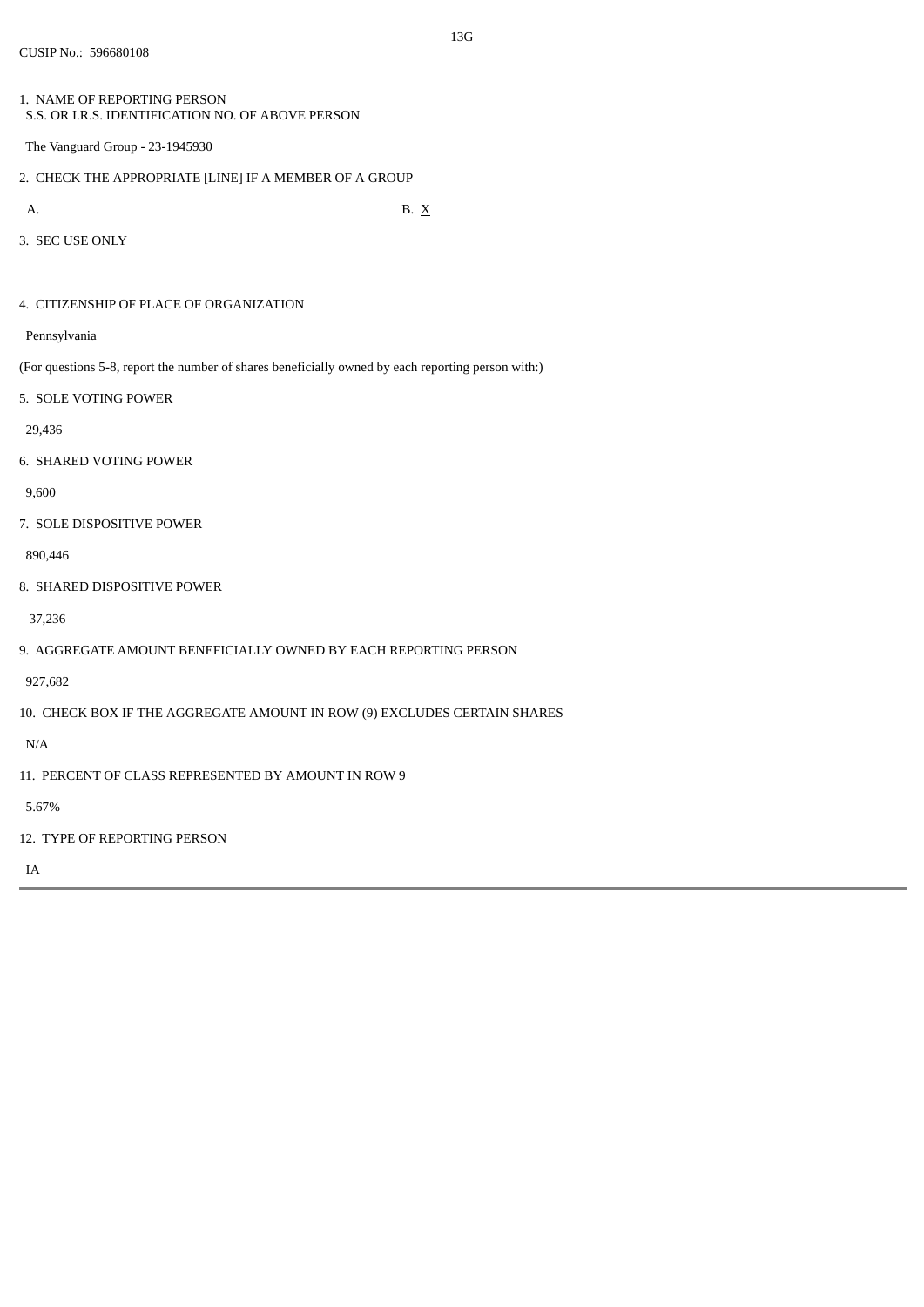13G

CUSIP No.: 596680108

1. NAME OF REPORTING PERSON
S.S. OR I.R.S. IDENTIFICATION NO. OF ABOVE PERSON

The Vanguard Group - 23-1945930

2. CHECK THE APPROPRIATE [LINE] IF A MEMBER OF A GROUP

A. B. X

3. SEC USE ONLY

4. CITIZENSHIP OF PLACE OF ORGANIZATION

Pennsylvania

(For questions 5-8, report the number of shares beneficially owned by each reporting person with:)

5. SOLE VOTING POWER

29,436

6. SHARED VOTING POWER

9,600

7. SOLE DISPOSITIVE POWER

890,446

8. SHARED DISPOSITIVE POWER

37,236

9. AGGREGATE AMOUNT BENEFICIALLY OWNED BY EACH REPORTING PERSON

927,682

10. CHECK BOX IF THE AGGREGATE AMOUNT IN ROW (9) EXCLUDES CERTAIN SHARES

N/A

11. PERCENT OF CLASS REPRESENTED BY AMOUNT IN ROW 9

5.67%

12. TYPE OF REPORTING PERSON

IA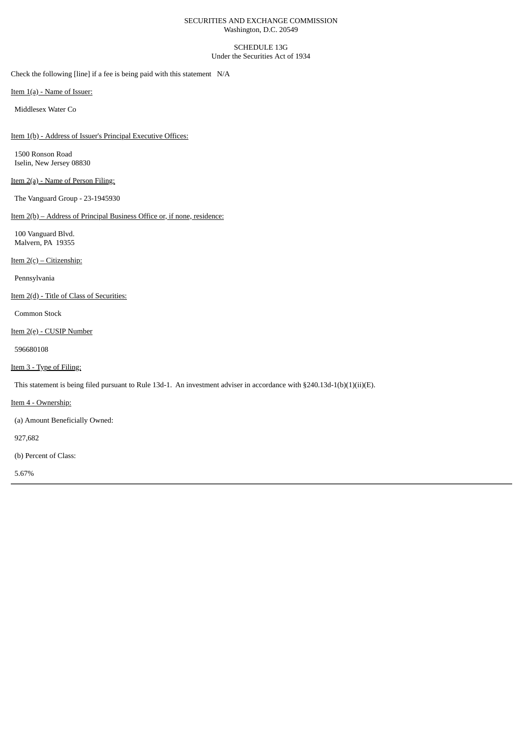SECURITIES AND EXCHANGE COMMISSION
Washington, D.C. 20549

SCHEDULE 13G
Under the Securities Act of 1934

Check the following [line] if a fee is being paid with this statement N/A

Item 1(a) - Name of Issuer:

Middlesex Water Co

Item 1(b) - Address of Issuer's Principal Executive Offices:

1500 Ronson Road
Iselin, New Jersey 08830

Item 2(a) - Name of Person Filing:

The Vanguard Group - 23-1945930

Item 2(b) – Address of Principal Business Office or, if none, residence:

100 Vanguard Blvd.
Malvern, PA 19355

Item 2(c) – Citizenship:

Pennsylvania

Item 2(d) - Title of Class of Securities:

Common Stock

Item 2(e) - CUSIP Number

596680108

Item 3 - Type of Filing:

This statement is being filed pursuant to Rule 13d-1. An investment adviser in accordance with §240.13d-1(b)(1)(ii)(E).

Item 4 - Ownership:

(a) Amount Beneficially Owned:

927,682

(b) Percent of Class:

5.67%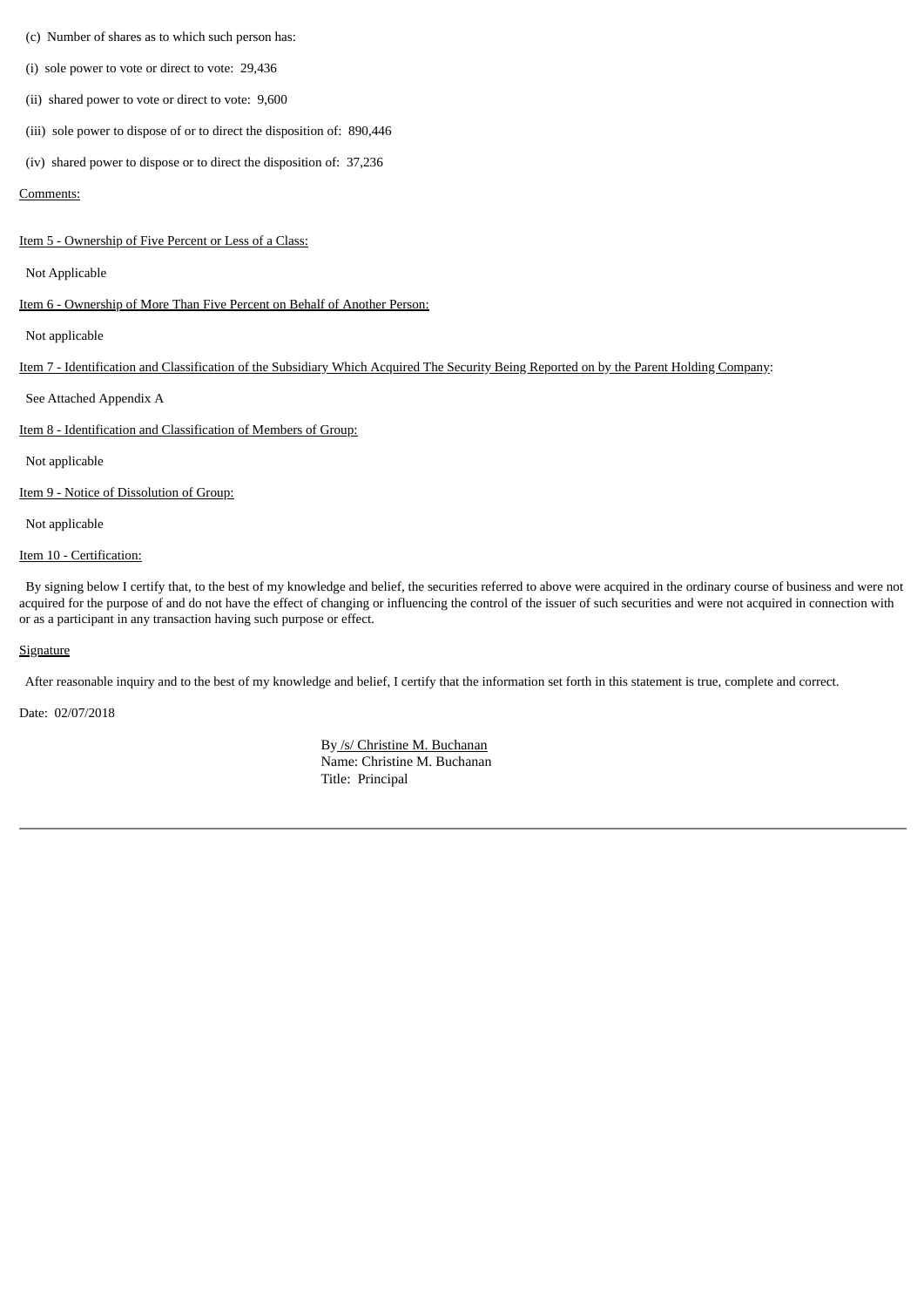(c) Number of shares as to which such person has:

(i) sole power to vote or direct to vote: 29,436

(ii) shared power to vote or direct to vote: 9,600

(iii) sole power to dispose of or to direct the disposition of: 890,446

(iv) shared power to dispose or to direct the disposition of: 37,236

Comments:

Item 5 - Ownership of Five Percent or Less of a Class:

Not Applicable

Item 6 - Ownership of More Than Five Percent on Behalf of Another Person:

Not applicable

Item 7 - Identification and Classification of the Subsidiary Which Acquired The Security Being Reported on by the Parent Holding Company:

See Attached Appendix A

Item 8 - Identification and Classification of Members of Group:

Not applicable

Item 9 - Notice of Dissolution of Group:

Not applicable

Item 10 - Certification:

By signing below I certify that, to the best of my knowledge and belief, the securities referred to above were acquired in the ordinary course of business and were not acquired for the purpose of and do not have the effect of changing or influencing the control of the issuer of such securities and were not acquired in connection with or as a participant in any transaction having such purpose or effect.

Signature

After reasonable inquiry and to the best of my knowledge and belief, I certify that the information set forth in this statement is true, complete and correct.

Date: 02/07/2018

By /s/ Christine M. Buchanan
Name: Christine M. Buchanan
Title: Principal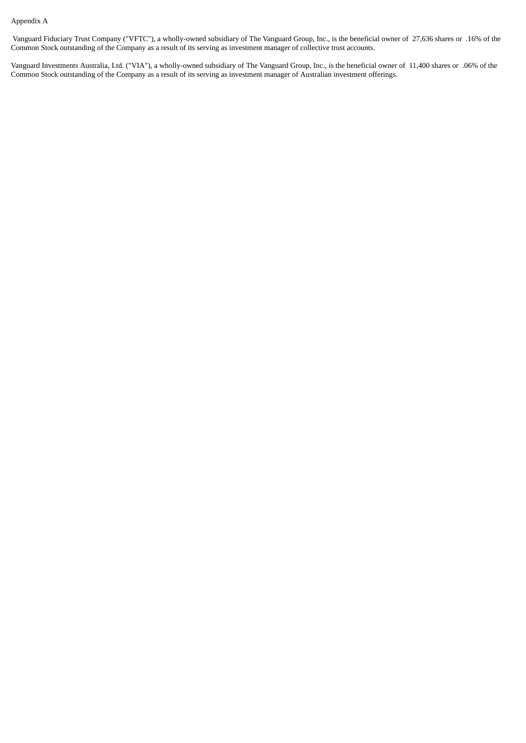Appendix A

Vanguard Fiduciary Trust Company ("VFTC"), a wholly-owned subsidiary of The Vanguard Group, Inc., is the beneficial owner of 27,636 shares or .16% of the Common Stock outstanding of the Company as a result of its serving as investment manager of collective trust accounts.

Vanguard Investments Australia, Ltd. ("VIA"), a wholly-owned subsidiary of The Vanguard Group, Inc., is the beneficial owner of 11,400 shares or .06% of the Common Stock outstanding of the Company as a result of its serving as investment manager of Australian investment offerings.